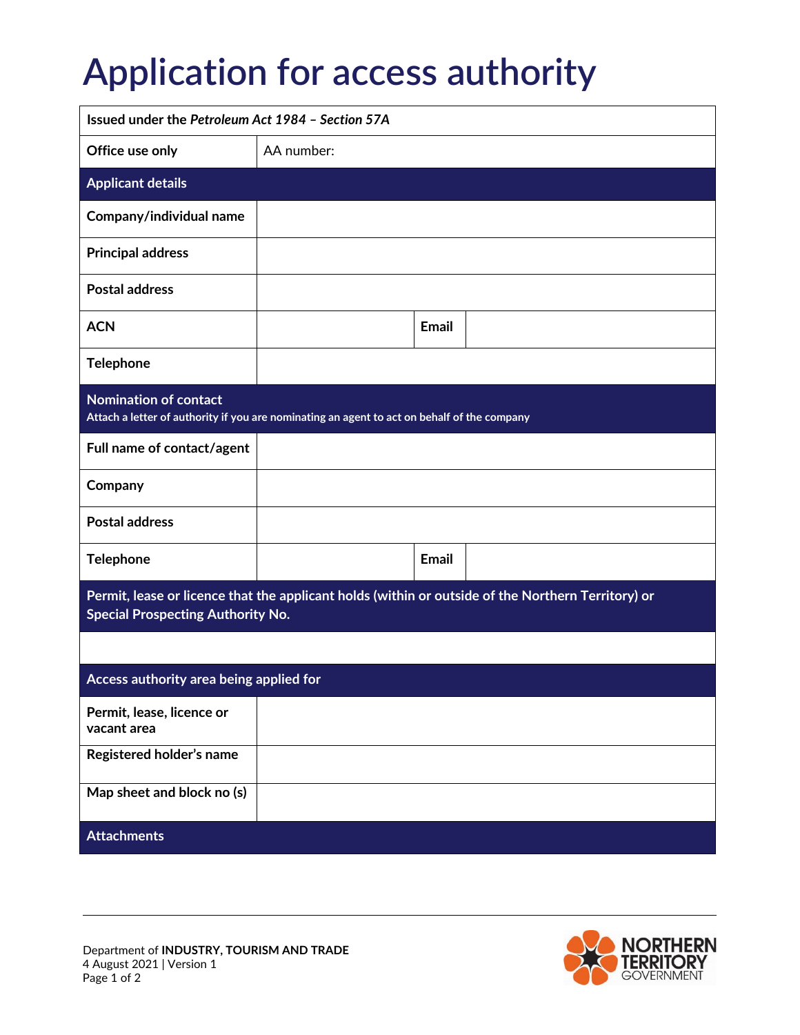# Application for access authority

| Issued under the *Petroleum Act 1984 – Section 57A* | | | |
|---|---|---|---|
| **Office use only** | AA number: | | |
| **Applicant details** | | | |
| **Company/individual name** | | | |
| **Principal address** | | | |
| **Postal address** | | | |
| **ACN** | | **Email** | |
| **Telephone** | | | |
| **Nomination of contact** Attach a letter of authority if you are nominating an agent to act on behalf of the company | | | |
| **Full name of contact/agent** | | | |
| **Company** | | | |
| **Postal address** | | | |
| **Telephone** | | **Email** | |
| **Permit, lease or licence that the applicant holds (within or outside of the Northern Territory) or Special Prospecting Authority No.** | | | |
| | | | |
| **Access authority area being applied for** | | | |
| **Permit, lease, licence or vacant area** | | | |
| **Registered holder's name** | | | |
| **Map sheet and block no (s)** | | | |
| **Attachments** | | | |

Department of **INDUSTRY, TOURISM AND TRADE**
4 August 2021 | Version 1

NORTHERN TERRITORY GOVERNMENT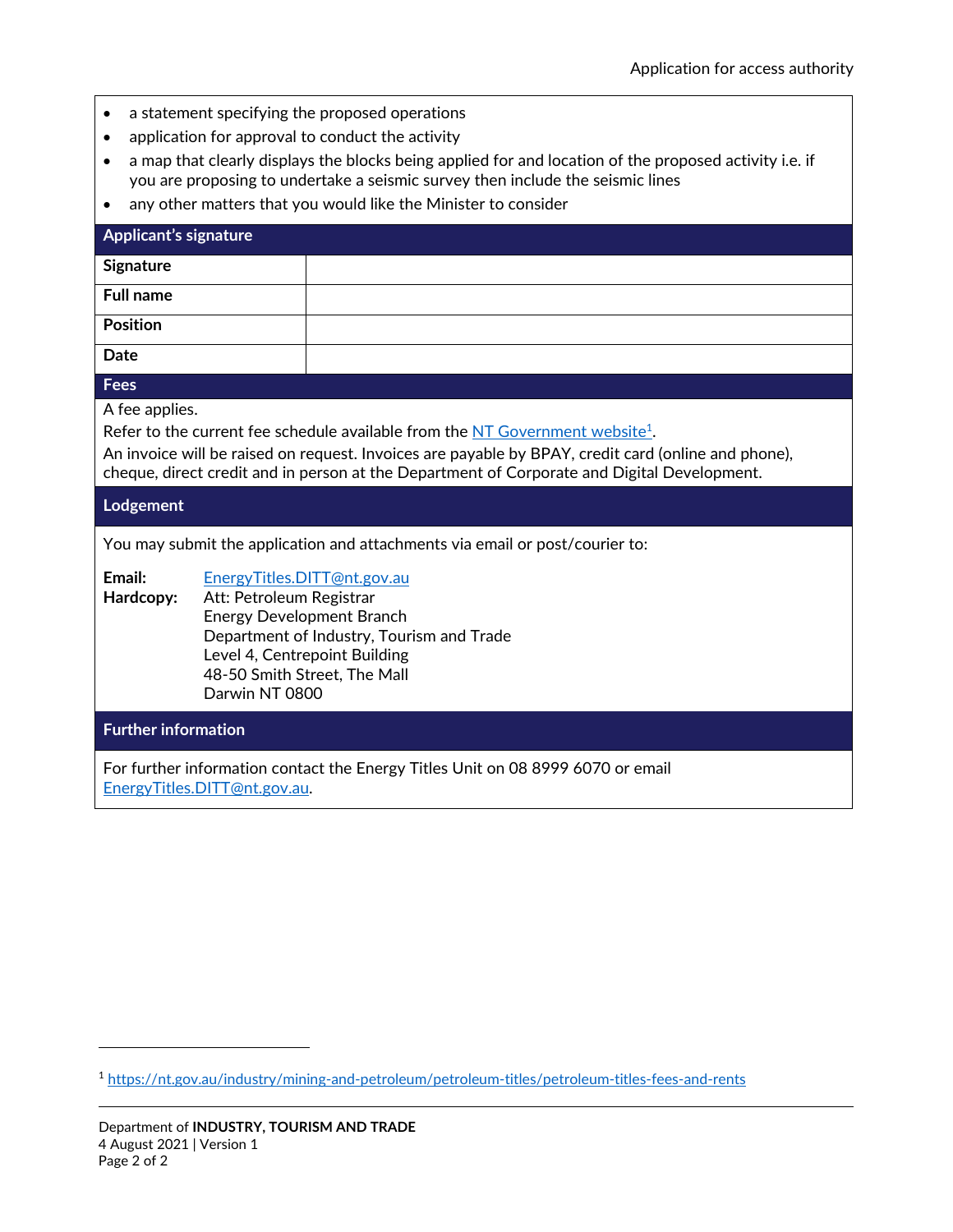- a statement specifying the proposed operations
- application for approval to conduct the activity
- a map that clearly displays the blocks being applied for and location of the proposed activity i.e. if you are proposing to undertake a seismic survey then include the seismic lines
- any other matters that you would like the Minister to consider

## Applicant's signature

| | |
|---|---|
| **Signature** | |
| **Full name** | |
| **Position** | |
| **Date** | |

## Fees

A fee applies.

Refer to the current fee schedule available from the NT Government website[1].

An invoice will be raised on request. Invoices are payable by BPAY, credit card (online and phone), cheque, direct credit and in person at the Department of Corporate and Digital Development.

## Lodgement

You may submit the application and attachments via email or post/courier to:

**Email:** EnergyTitles.DITT@nt.gov.au

**Hardcopy:** Att: Petroleum Registrar
Energy Development Branch
Department of Industry, Tourism and Trade
Level 4, Centrepoint Building
48-50 Smith Street, The Mall
Darwin NT 0800

## Further information

For further information contact the Energy Titles Unit on 08 8999 6070 or email EnergyTitles.DITT@nt.gov.au.

[1] https://nt.gov.au/industry/mining-and-petroleum/petroleum-titles/petroleum-titles-fees-and-rents